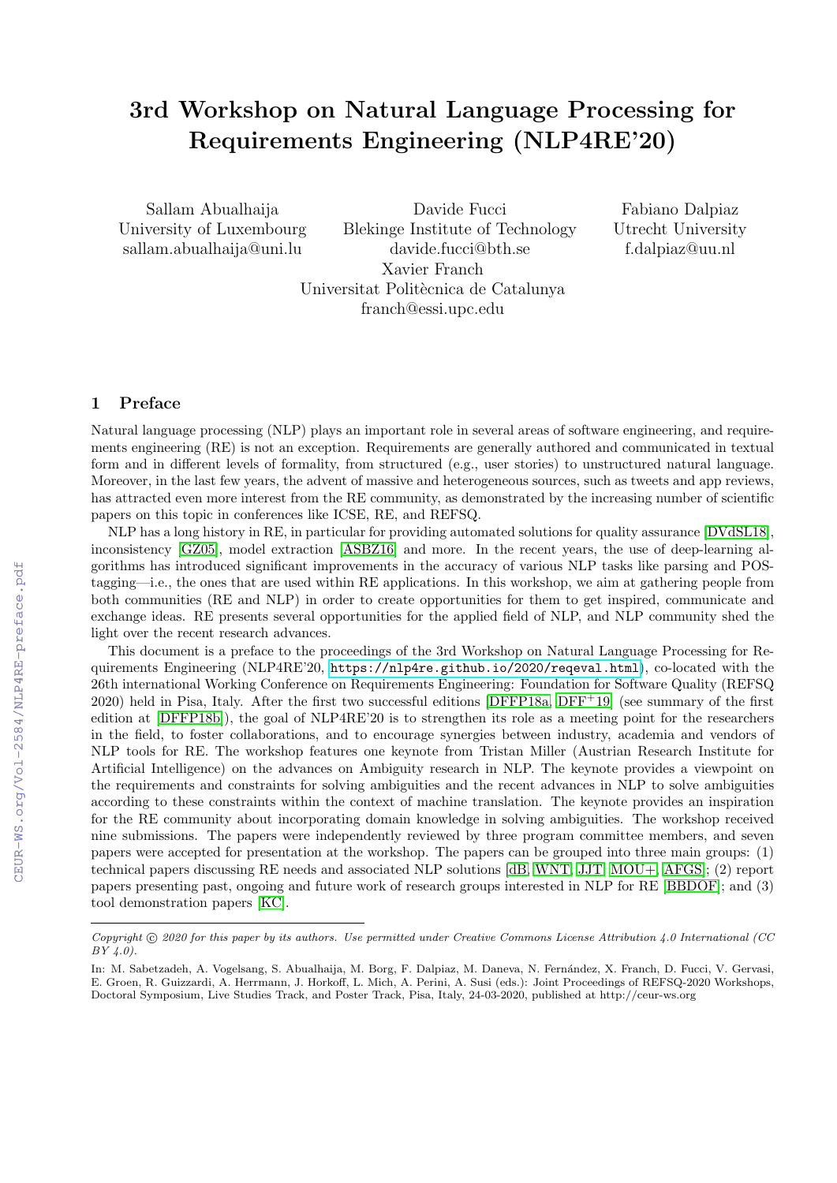# 3rd Workshop on Natural Language Processing for Requirements Engineering (NLP4RE'20)

Sallam Abualhaija
University of Luxembourg
sallam.abualhaija@uni.lu

Davide Fucci
Blekinge Institute of Technology
davide.fucci@bth.se

Fabiano Dalpiaz
Utrecht University
f.dalpiaz@uu.nl

Xavier Franch
Universitat Politècnica de Catalunya
franch@essi.upc.edu

## 1 Preface

Natural language processing (NLP) plays an important role in several areas of software engineering, and requirements engineering (RE) is not an exception. Requirements are generally authored and communicated in textual form and in different levels of formality, from structured (e.g., user stories) to unstructured natural language. Moreover, in the last few years, the advent of massive and heterogeneous sources, such as tweets and app reviews, has attracted even more interest from the RE community, as demonstrated by the increasing number of scientific papers on this topic in conferences like ICSE, RE, and REFSQ.

NLP has a long history in RE, in particular for providing automated solutions for quality assurance [DVdSL18], inconsistency [GZ05], model extraction [ASBZ16] and more. In the recent years, the use of deep-learning algorithms has introduced significant improvements in the accuracy of various NLP tasks like parsing and POS-tagging—i.e., the ones that are used within RE applications. In this workshop, we aim at gathering people from both communities (RE and NLP) in order to create opportunities for them to get inspired, communicate and exchange ideas. RE presents several opportunities for the applied field of NLP, and NLP community shed the light over the recent research advances.

This document is a preface to the proceedings of the 3rd Workshop on Natural Language Processing for Requirements Engineering (NLP4RE'20, https://nlp4re.github.io/2020/reqeval.html), co-located with the 26th international Working Conference on Requirements Engineering: Foundation for Software Quality (REFSQ 2020) held in Pisa, Italy. After the first two successful editions [DFFP18a, DFF+19] (see summary of the first edition at [DFFP18b]), the goal of NLP4RE'20 is to strengthen its role as a meeting point for the researchers in the field, to foster collaborations, and to encourage synergies between industry, academia and vendors of NLP tools for RE. The workshop features one keynote from Tristan Miller (Austrian Research Institute for Artificial Intelligence) on the advances on Ambiguity research in NLP. The keynote provides a viewpoint on the requirements and constraints for solving ambiguities and the recent advances in NLP to solve ambiguities according to these constraints within the context of machine translation. The keynote provides an inspiration for the RE community about incorporating domain knowledge in solving ambiguities. The workshop received nine submissions. The papers were independently reviewed by three program committee members, and seven papers were accepted for presentation at the workshop. The papers can be grouped into three main groups: (1) technical papers discussing RE needs and associated NLP solutions [dB, WNT, JJT, MOU+, AFGS]; (2) report papers presenting past, ongoing and future work of research groups interested in NLP for RE [BBDOF]; and (3) tool demonstration papers [KC].

---

*Copyright © 2020 for this paper by its authors. Use permitted under Creative Commons License Attribution 4.0 International (CC BY 4.0).*

In: M. Sabetzadeh, A. Vogelsang, S. Abualhaija, M. Borg, F. Dalpiaz, M. Daneva, N. Fernández, X. Franch, D. Fucci, V. Gervasi, E. Groen, R. Guizzardi, A. Herrmann, J. Horkoff, L. Mich, A. Perini, A. Susi (eds.): Joint Proceedings of REFSQ-2020 Workshops, Doctoral Symposium, Live Studies Track, and Poster Track, Pisa, Italy, 24-03-2020, published at http://ceur-ws.org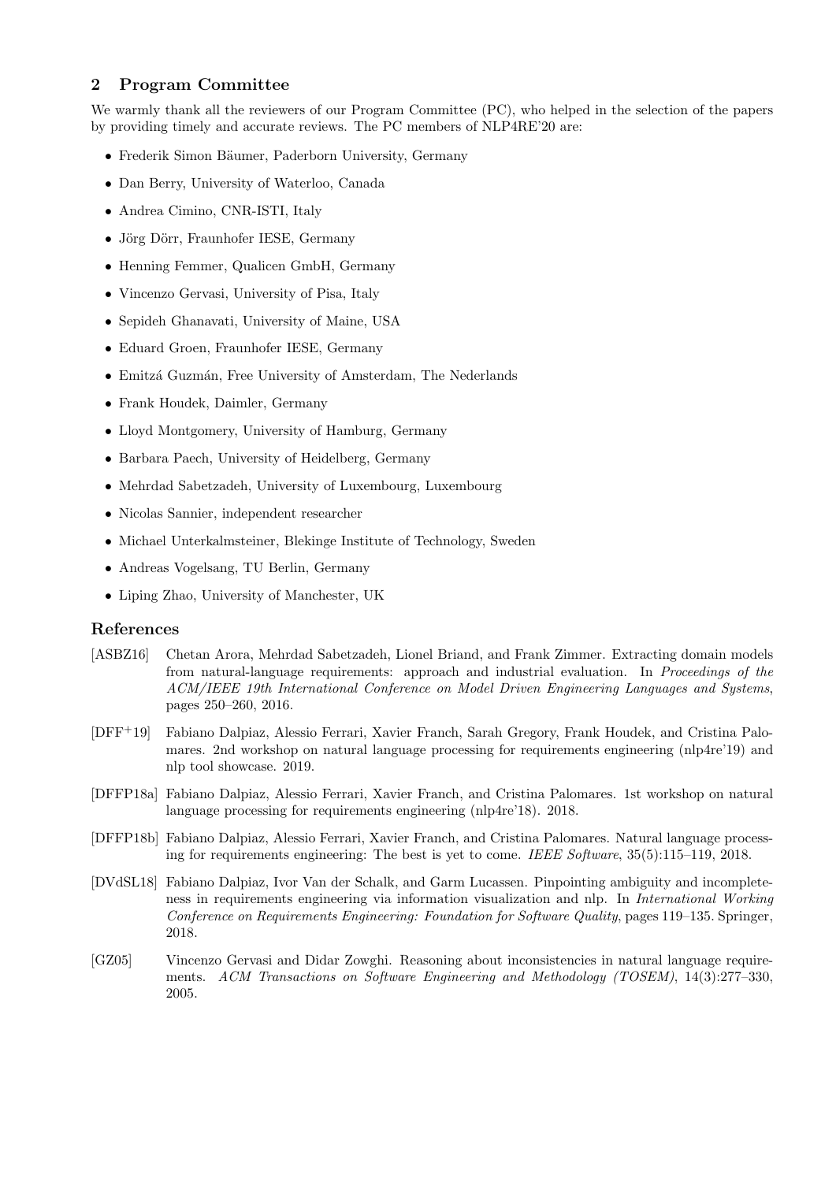## 2 Program Committee

We warmly thank all the reviewers of our Program Committee (PC), who helped in the selection of the papers by providing timely and accurate reviews. The PC members of NLP4RE'20 are:

- Frederik Simon Bäumer, Paderborn University, Germany
- Dan Berry, University of Waterloo, Canada
- Andrea Cimino, CNR-ISTI, Italy
- Jörg Dörr, Fraunhofer IESE, Germany
- Henning Femmer, Qualicen GmbH, Germany
- Vincenzo Gervasi, University of Pisa, Italy
- Sepideh Ghanavati, University of Maine, USA
- Eduard Groen, Fraunhofer IESE, Germany
- Emitzá Guzmán, Free University of Amsterdam, The Nederlands
- Frank Houdek, Daimler, Germany
- Lloyd Montgomery, University of Hamburg, Germany
- Barbara Paech, University of Heidelberg, Germany
- Mehrdad Sabetzadeh, University of Luxembourg, Luxembourg
- Nicolas Sannier, independent researcher
- Michael Unterkalmsteiner, Blekinge Institute of Technology, Sweden
- Andreas Vogelsang, TU Berlin, Germany
- Liping Zhao, University of Manchester, UK

## References

[ASBZ16] Chetan Arora, Mehrdad Sabetzadeh, Lionel Briand, and Frank Zimmer. Extracting domain models from natural-language requirements: approach and industrial evaluation. In *Proceedings of the ACM/IEEE 19th International Conference on Model Driven Engineering Languages and Systems*, pages 250–260, 2016.

[DFF+19] Fabiano Dalpiaz, Alessio Ferrari, Xavier Franch, Sarah Gregory, Frank Houdek, and Cristina Palomares. 2nd workshop on natural language processing for requirements engineering (nlp4re'19) and nlp tool showcase. 2019.

[DFFP18a] Fabiano Dalpiaz, Alessio Ferrari, Xavier Franch, and Cristina Palomares. 1st workshop on natural language processing for requirements engineering (nlp4re'18). 2018.

[DFFP18b] Fabiano Dalpiaz, Alessio Ferrari, Xavier Franch, and Cristina Palomares. Natural language processing for requirements engineering: The best is yet to come. *IEEE Software*, 35(5):115–119, 2018.

[DVdSL18] Fabiano Dalpiaz, Ivor Van der Schalk, and Garm Lucassen. Pinpointing ambiguity and incompleteness in requirements engineering via information visualization and nlp. In *International Working Conference on Requirements Engineering: Foundation for Software Quality*, pages 119–135. Springer, 2018.

[GZ05] Vincenzo Gervasi and Didar Zowghi. Reasoning about inconsistencies in natural language requirements. *ACM Transactions on Software Engineering and Methodology (TOSEM)*, 14(3):277–330, 2005.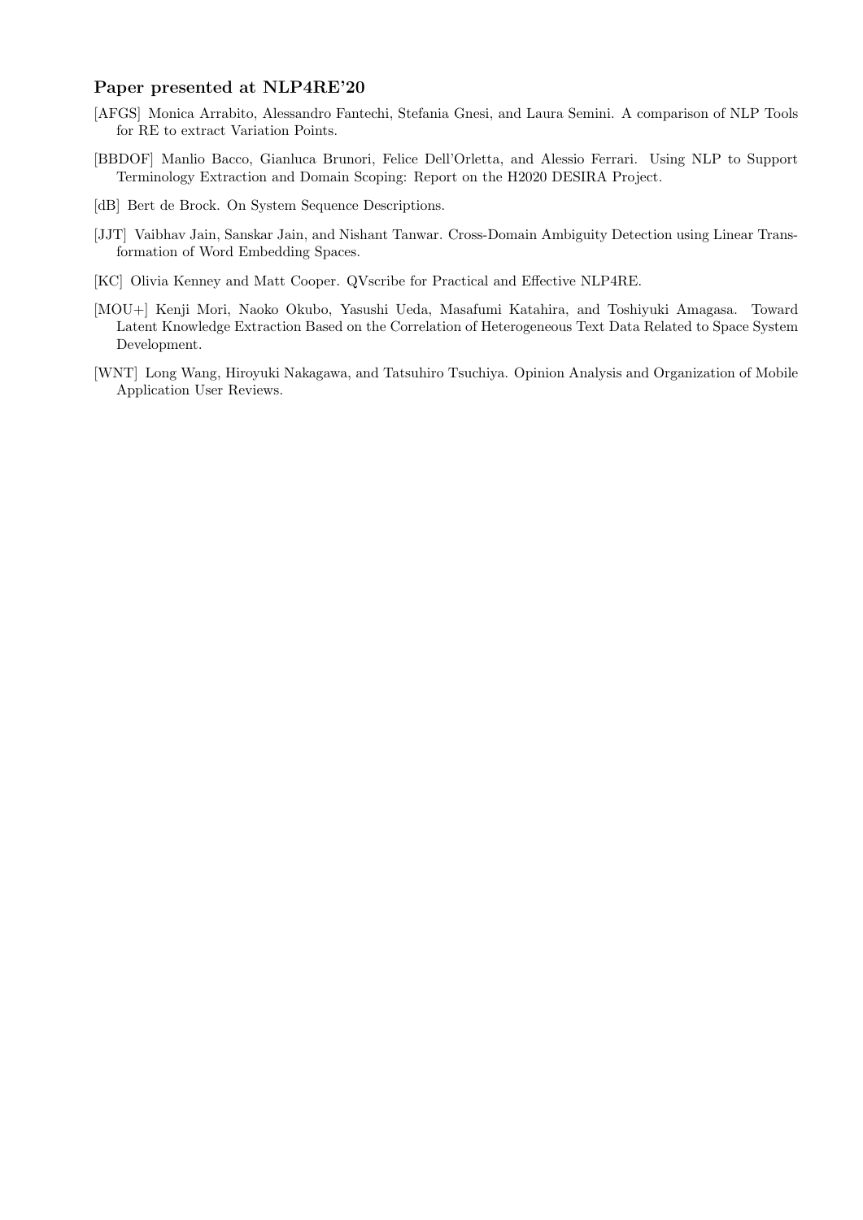### Paper presented at NLP4RE'20

[AFGS] Monica Arrabito, Alessandro Fantechi, Stefania Gnesi, and Laura Semini. A comparison of NLP Tools for RE to extract Variation Points.

[BBDOF] Manlio Bacco, Gianluca Brunori, Felice Dell'Orletta, and Alessio Ferrari. Using NLP to Support Terminology Extraction and Domain Scoping: Report on the H2020 DESIRA Project.

[dB] Bert de Brock. On System Sequence Descriptions.

[JJT] Vaibhav Jain, Sanskar Jain, and Nishant Tanwar. Cross-Domain Ambiguity Detection using Linear Transformation of Word Embedding Spaces.

[KC] Olivia Kenney and Matt Cooper. QVscribe for Practical and Effective NLP4RE.

[MOU+] Kenji Mori, Naoko Okubo, Yasushi Ueda, Masafumi Katahira, and Toshiyuki Amagasa. Toward Latent Knowledge Extraction Based on the Correlation of Heterogeneous Text Data Related to Space System Development.

[WNT] Long Wang, Hiroyuki Nakagawa, and Tatsuhiro Tsuchiya. Opinion Analysis and Organization of Mobile Application User Reviews.